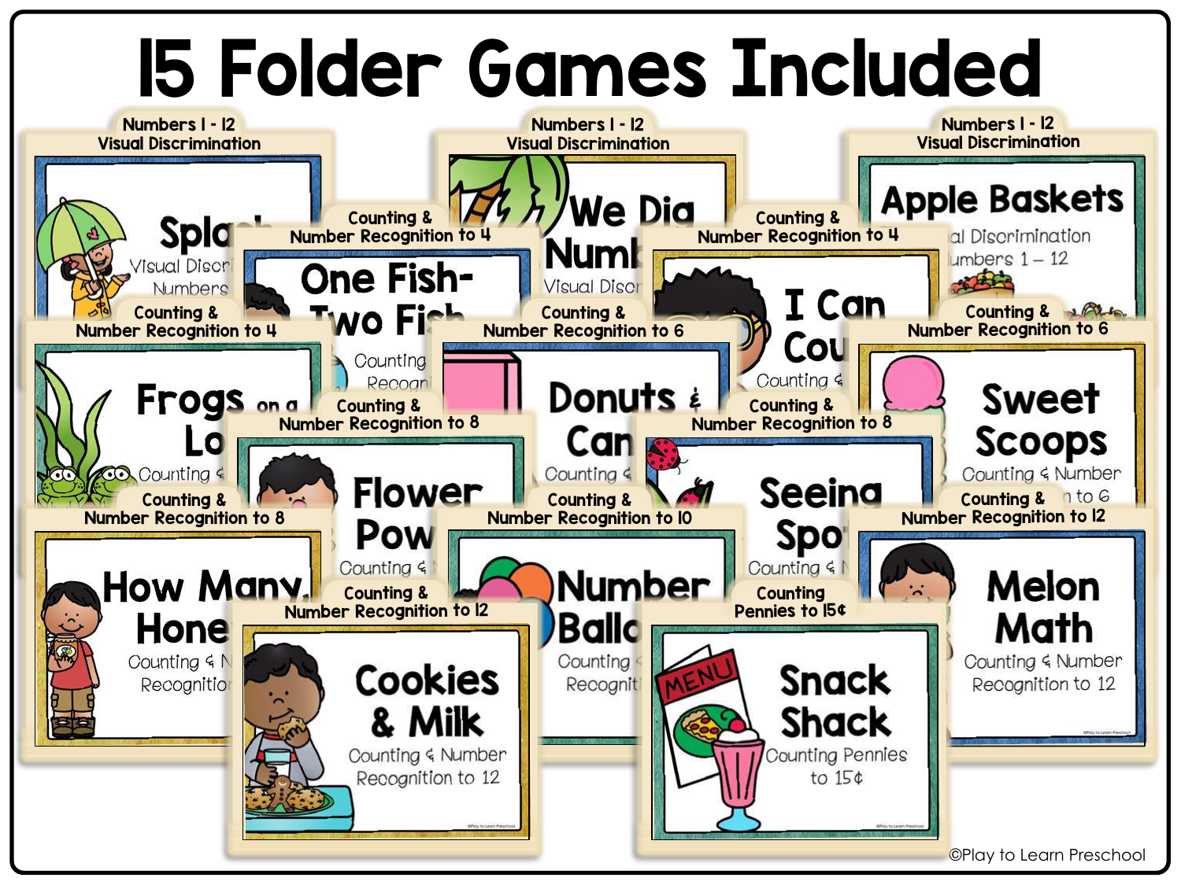# 15 Folder Games Included

Numbers 1 - 12
Visual Discrimination

Spla...
Visual Discri...
Numbers...

Numbers 1 - 12
Visual Discrimination

We Dig
Numb...
Visual Disc...

Numbers 1 - 12
Visual Discrimination

Apple Baskets
...al Discrimination
...umbers 1 – 12

Counting &
Number Recognition to 4

One Fish-
Two Fi...
Counting...
Recogni...

Counting &
Number Recognition to 4

I Can
Cou...
Counting &...

Counting &
Number Recognition to 4

Frogs on a
Lo...
Counting &...

Counting &
Number Recognition to 6

Donuts &
Can...
Counting &...

Counting &
Number Recognition to 6

Sweet
Scoops
Counting & Number
...n to 6

Counting &
Number Recognition to 8

Flower
Pow...
Counting &...

Counting &
Number Recognition to 8

Seeing
Spo...
Counting &...

Counting &
Number Recognition to 8

How Many
Hone...
Counting & N...
Recognitio...

Counting &
Number Recognition to 10

Number
Ballo...
Counting &...
Recogniti...

Counting &
Number Recognition to 12

Melon
Math
Counting & Number
Recognition to 12

Counting &
Number Recognition to 12

Cookies
& Milk
Counting & Number
Recognition to 12

Counting
Pennies to 15¢

Snack
Shack
Counting Pennies
to 15¢

©Play to Learn Preschool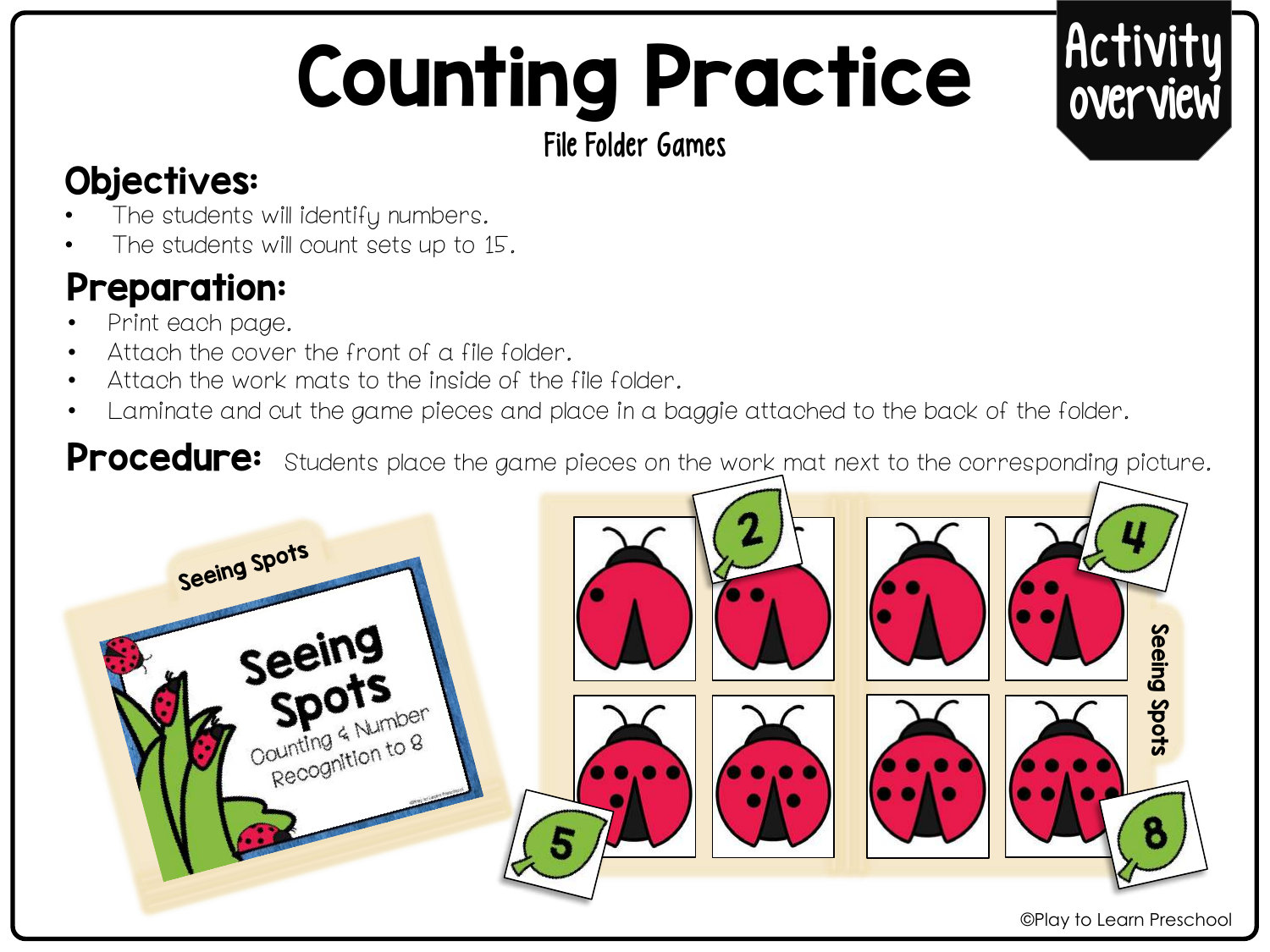# Counting Practice

File Folder Games

Activity overview

## Objectives:

- The students will identify numbers.
- The students will count sets up to 15.

## Preparation:

- Print each page.
- Attach the cover the front of a file folder.
- Attach the work mats to the inside of the file folder.
- Laminate and cut the game pieces and place in a baggie attached to the back of the folder.

## Procedure:

Students place the game pieces on the work mat next to the corresponding picture.

©Play to Learn Preschool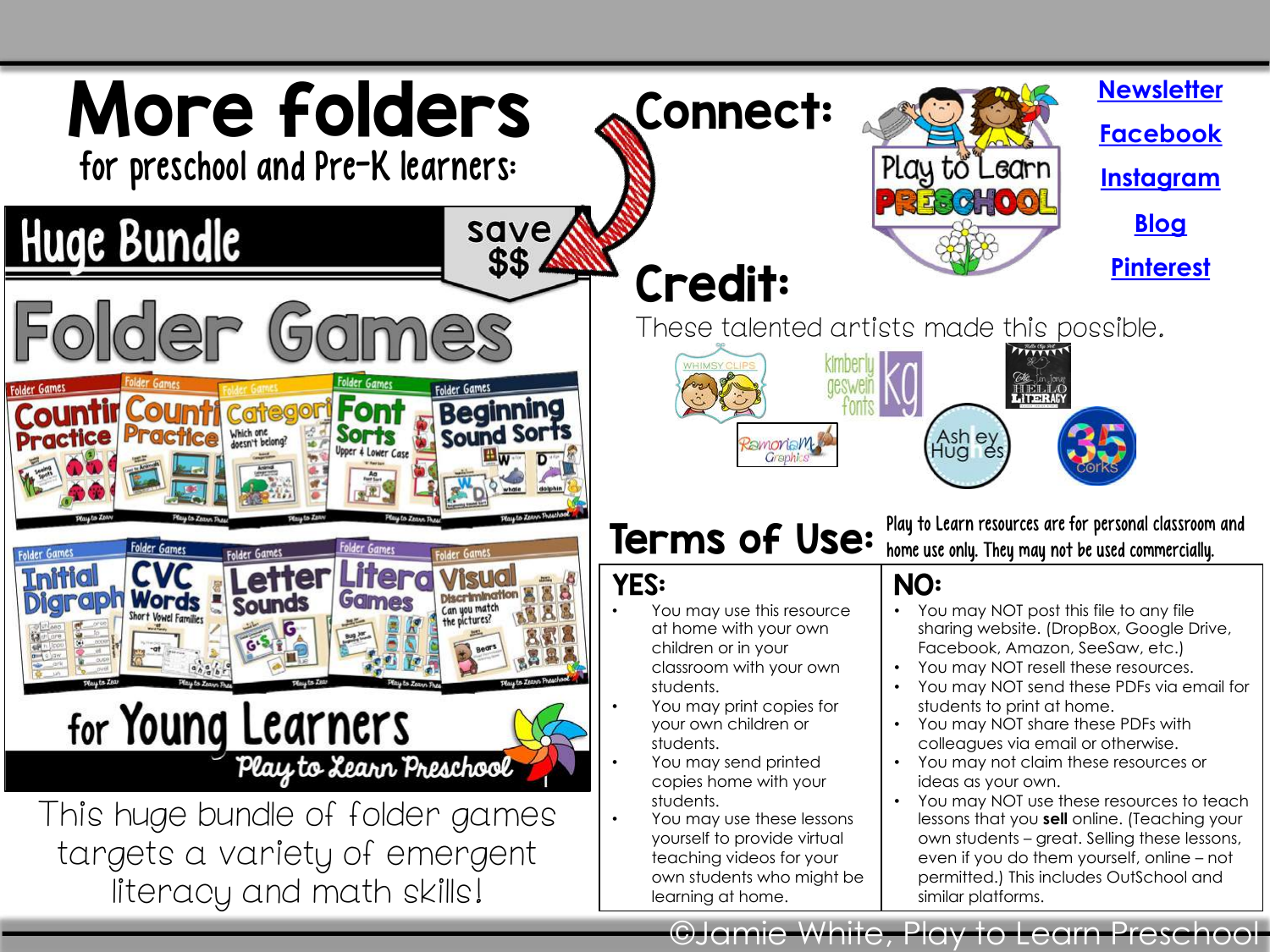# More folders

for preschool and Pre-K learners:

This huge bundle of folder games targets a variety of emergent literacy and math skills!

## Connect:

Newsletter

Facebook

Instagram

Blog

Pinterest

## Credit:

These talented artists made this possible.

## Terms of Use:

Play to Learn resources are for personal classroom and home use only. They may not be used commercially.

| YES: | NO: |
|---|---|
| • You may use this resource at home with your own children or in your classroom with your own students.<br>• You may print copies for your own children or students.<br>• You may send printed copies home with your students.<br>• You may use these lessons yourself to provide virtual teaching videos for your own students who might be learning at home. | • You may NOT post this file to any file sharing website. (DropBox, Google Drive, Facebook, Amazon, SeeSaw, etc.)<br>• You may NOT resell these resources.<br>• You may NOT send these PDFs via email for students to print at home.<br>• You may NOT share these PDFs with colleagues via email or otherwise.<br>• You may not claim these resources or ideas as your own.<br>• You may NOT use these resources to teach lessons that you **sell** online. (Teaching your own students – great. Selling these lessons, even if you do them yourself, online – not permitted.) This includes OutSchool and similar platforms. |

©Jamie White, Play to Learn Preschool